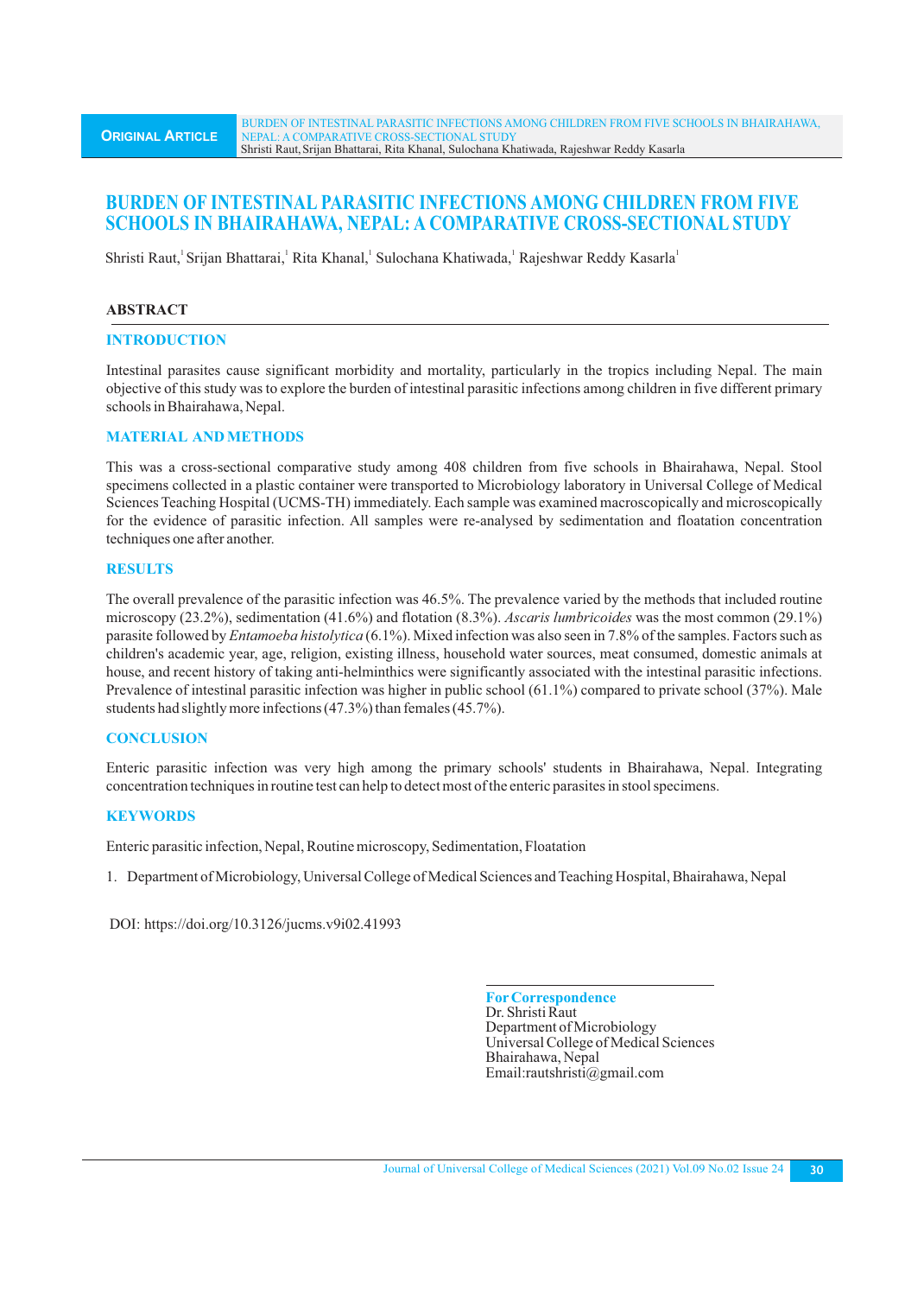# BURDEN OF INTESTINAL PARASITIC INFECTIONS AMONG CHILDREN FROM FIVE SCHOOLS IN BHAIRAHAWA, NEPAL: A COMPARATIVE CROSS-SECTIONAL STUDY

Shristi Raut,[1] Srijan Bhattarai,[1] Rita Khanal,[1] Sulochana Khatiwada,[1] Rajeshwar Reddy Kasarla[1]

## ABSTRACT

### INTRODUCTION

Intestinal parasites cause significant morbidity and mortality, particularly in the tropics including Nepal. The main objective of this study was to explore the burden of intestinal parasitic infections among children in five different primary schools in Bhairahawa, Nepal.

### MATERIAL AND METHODS

This was a cross-sectional comparative study among 408 children from five schools in Bhairahawa, Nepal. Stool specimens collected in a plastic container were transported to Microbiology laboratory in Universal College of Medical Sciences Teaching Hospital (UCMS-TH) immediately. Each sample was examined macroscopically and microscopically for the evidence of parasitic infection. All samples were re-analysed by sedimentation and floatation concentration techniques one after another.

### RESULTS

The overall prevalence of the parasitic infection was 46.5%. The prevalence varied by the methods that included routine microscopy (23.2%), sedimentation (41.6%) and flotation (8.3%). *Ascaris lumbricoides* was the most common (29.1%) parasite followed by *Entamoeba histolytica* (6.1%). Mixed infection was also seen in 7.8% of the samples. Factors such as children's academic year, age, religion, existing illness, household water sources, meat consumed, domestic animals at house, and recent history of taking anti-helminthics were significantly associated with the intestinal parasitic infections. Prevalence of intestinal parasitic infection was higher in public school (61.1%) compared to private school (37%). Male students had slightly more infections (47.3%) than females (45.7%).

### CONCLUSION

Enteric parasitic infection was very high among the primary schools' students in Bhairahawa, Nepal. Integrating concentration techniques in routine test can help to detect most of the enteric parasites in stool specimens.

### KEYWORDS

Enteric parasitic infection, Nepal, Routine microscopy, Sedimentation, Floatation

1. Department of Microbiology, Universal College of Medical Sciences and Teaching Hospital, Bhairahawa, Nepal

DOI: https://doi.org/10.3126/jucms.v9i02.41993

**For Correspondence**
Dr. Shristi Raut
Department of Microbiology
Universal College of Medical Sciences
Bhairahawa, Nepal
Email:rautshristi@gmail.com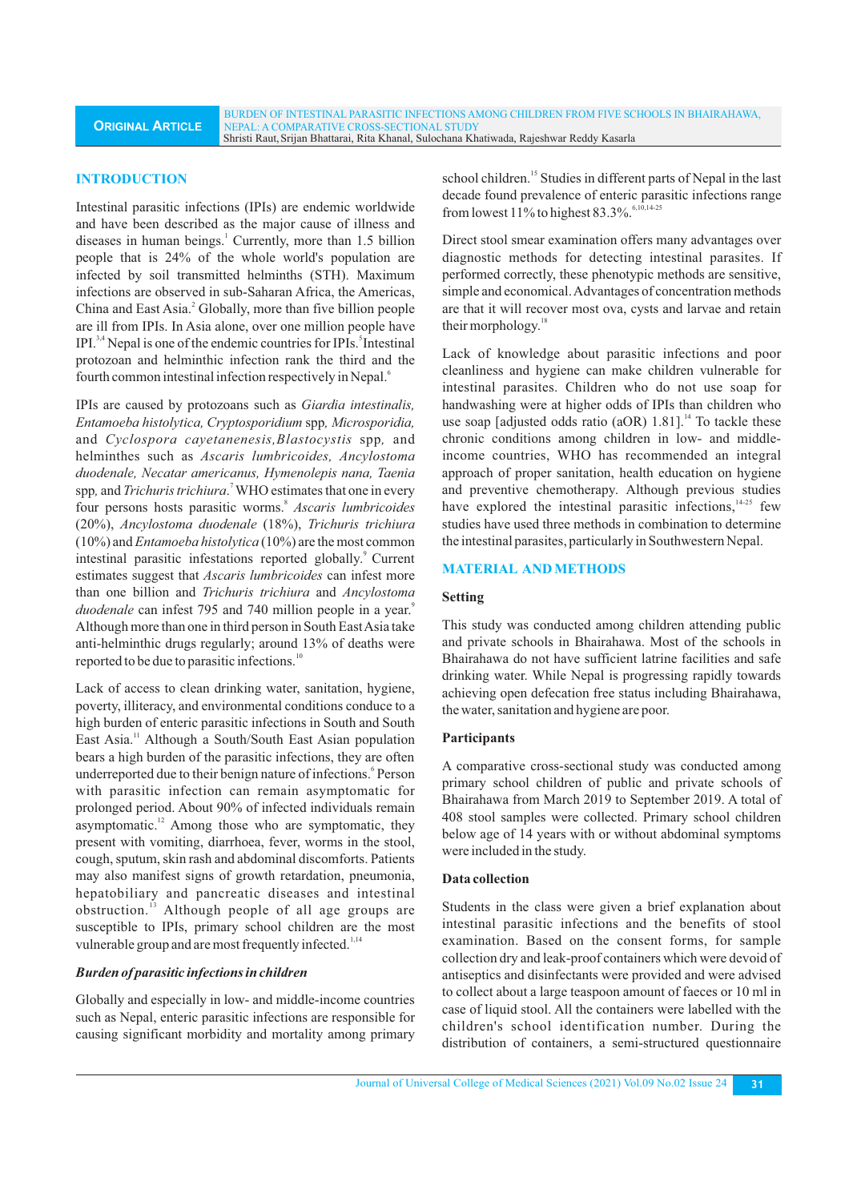## INTRODUCTION

Intestinal parasitic infections (IPIs) are endemic worldwide and have been described as the major cause of illness and diseases in human beings.[1] Currently, more than 1.5 billion people that is 24% of the whole world's population are infected by soil transmitted helminths (STH). Maximum infections are observed in sub-Saharan Africa, the Americas, China and East Asia.[2] Globally, more than five billion people are ill from IPIs. In Asia alone, over one million people have IPI.[3,4] Nepal is one of the endemic countries for IPIs.[5] Intestinal protozoan and helminthic infection rank the third and the fourth common intestinal infection respectively in Nepal.[6]

IPIs are caused by protozoans such as *Giardia intestinalis, Entamoeba histolytica, Cryptosporidium* spp, *Microsporidia,* and *Cyclospora cayetanenesis, Blastocystis* spp, and helminthes such as *Ascaris lumbricoides, Ancylostoma duodenale, Necatar americanus, Hymenolepis nana, Taenia* spp, and *Trichuris trichiura*.[7] WHO estimates that one in every four persons hosts parasitic worms.[8] *Ascaris lumbricoides* (20%), *Ancylostoma duodenale* (18%), *Trichuris trichiura* (10%) and *Entamoeba histolytica* (10%) are the most common intestinal parasitic infestations reported globally.[9] Current estimates suggest that *Ascaris lumbricoides* can infest more than one billion and *Trichuris trichiura* and *Ancylostoma duodenale* can infest 795 and 740 million people in a year.[9] Although more than one in third person in South East Asia take anti-helminthic drugs regularly; around 13% of deaths were reported to be due to parasitic infections.[10]

Lack of access to clean drinking water, sanitation, hygiene, poverty, illiteracy, and environmental conditions conduce to a high burden of enteric parasitic infections in South and South East Asia.[11] Although a South/South East Asian population bears a high burden of the parasitic infections, they are often underreported due to their benign nature of infections.[6] Person with parasitic infection can remain asymptomatic for prolonged period. About 90% of infected individuals remain asymptomatic.[12] Among those who are symptomatic, they present with vomiting, diarrhoea, fever, worms in the stool, cough, sputum, skin rash and abdominal discomforts. Patients may also manifest signs of growth retardation, pneumonia, hepatobiliary and pancreatic diseases and intestinal obstruction.[13] Although people of all age groups are susceptible to IPIs, primary school children are the most vulnerable group and are most frequently infected.[1,14]

### *Burden of parasitic infections in children*

Globally and especially in low- and middle-income countries such as Nepal, enteric parasitic infections are responsible for causing significant morbidity and mortality among primary school children.[15] Studies in different parts of Nepal in the last decade found prevalence of enteric parasitic infections range from lowest 11% to highest 83.3%.[6,10,14-25]

Direct stool smear examination offers many advantages over diagnostic methods for detecting intestinal parasites. If performed correctly, these phenotypic methods are sensitive, simple and economical. Advantages of concentration methods are that it will recover most ova, cysts and larvae and retain their morphology.[18]

Lack of knowledge about parasitic infections and poor cleanliness and hygiene can make children vulnerable for intestinal parasites. Children who do not use soap for handwashing were at higher odds of IPIs than children who use soap [adjusted odds ratio (aOR) 1.81].[14] To tackle these chronic conditions among children in low- and middle-income countries, WHO has recommended an integral approach of proper sanitation, health education on hygiene and preventive chemotherapy. Although previous studies have explored the intestinal parasitic infections,[14-25] few studies have used three methods in combination to determine the intestinal parasites, particularly in Southwestern Nepal.

## MATERIAL AND METHODS

### Setting

This study was conducted among children attending public and private schools in Bhairahawa. Most of the schools in Bhairahawa do not have sufficient latrine facilities and safe drinking water. While Nepal is progressing rapidly towards achieving open defecation free status including Bhairahawa, the water, sanitation and hygiene are poor.

### Participants

A comparative cross-sectional study was conducted among primary school children of public and private schools of Bhairahawa from March 2019 to September 2019. A total of 408 stool samples were collected. Primary school children below age of 14 years with or without abdominal symptoms were included in the study.

### Data collection

Students in the class were given a brief explanation about intestinal parasitic infections and the benefits of stool examination. Based on the consent forms, for sample collection dry and leak-proof containers which were devoid of antiseptics and disinfectants were provided and were advised to collect about a large teaspoon amount of faeces or 10 ml in case of liquid stool. All the containers were labelled with the children's school identification number. During the distribution of containers, a semi-structured questionnaire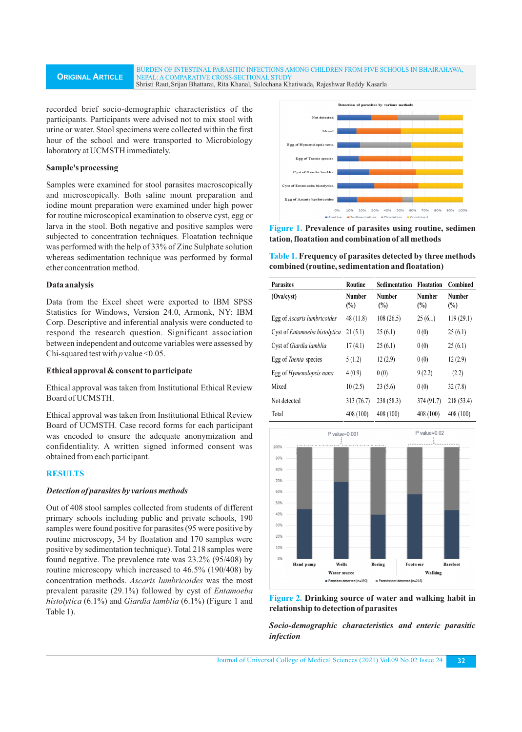recorded brief socio-demographic characteristics of the participants. Participants were advised not to mix stool with urine or water. Stool specimens were collected within the first hour of the school and were transported to Microbiology laboratory at UCMSTH immediately.

### Sample's processing

Samples were examined for stool parasites macroscopically and microscopically. Both saline mount preparation and iodine mount preparation were examined under high power for routine microscopical examination to observe cyst, egg or larva in the stool. Both negative and positive samples were subjected to concentration techniques. Floatation technique was performed with the help of 33% of Zinc Sulphate solution whereas sedimentation technique was performed by formal ether concentration method.

### Data analysis

Data from the Excel sheet were exported to IBM SPSS Statistics for Windows, Version 24.0, Armonk, NY: IBM Corp. Descriptive and inferential analysis were conducted to respond the research question. Significant association between independent and outcome variables were assessed by Chi-squared test with $p$ value <0.05.

### Ethical approval & consent to participate

Ethical approval was taken from Institutional Ethical Review Board of UCMSTH.

Ethical approval was taken from Institutional Ethical Review Board of UCMSTH. Case record forms for each participant was encoded to ensure the adequate anonymization and confidentiality. A written signed informed consent was obtained from each participant.

## RESULTS

### *Detection of parasites by various methods*

Out of 408 stool samples collected from students of different primary schools including public and private schools, 190 samples were found positive for parasites (95 were positive by routine microscopy, 34 by floatation and 170 samples were positive by sedimentation technique). Total 218 samples were found negative. The prevalence rate was 23.2% (95/408) by routine microscopy which increased to 46.5% (190/408) by concentration methods. *Ascaris lumbricoides* was the most prevalent parasite (29.1%) followed by cyst of *Entamoeba histolytica* (6.1%) and *Giardia lamblia* (6.1%) (Figure 1 and Table 1).

**Figure 1.** Prevalence of parasites using routine, sedimentation, floatation and combination of all methods

**Table 1.** Frequency of parasites detected by three methods combined (routine, sedimentation and floatation)

| Parasites (Ova/cyst) | Routine Number (%) | Sedimentation Number (%) | Floatation Number (%) | Combined Number (%) |
|---|---|---|---|---|
| Egg of *Ascaris lumbricoides* | 48 (11.8) | 108 (26.5) | 25 (6.1) | 119 (29.1) |
| Cyst of *Entamoeba histolytica* | 21 (5.1) | 25 (6.1) | 0 (0) | 25 (6.1) |
| Cyst of *Giardia lamblia* | 17 (4.1) | 25 (6.1) | 0 (0) | 25 (6.1) |
| Egg of *Taenia* species | 5 (1.2) | 12 (2.9) | 0 (0) | 12 (2.9) |
| Egg of *Hymenolopsis nana* | 4 (0.9) | 0 (0) | 9 (2.2) | (2.2) |
| Mixed | 10 (2.5) | 23 (5.6) | 0 (0) | 32 (7.8) |
| Not detected | 313 (76.7) | 238 (58.3) | 374 (91.7) | 218 (53.4) |
| Total | 408 (100) | 408 (100) | 408 (100) | 408 (100) |

**Figure 2.** Drinking source of water and walking habit in relationship to detection of parasites

### *Socio-demographic characteristics and enteric parasitic infection*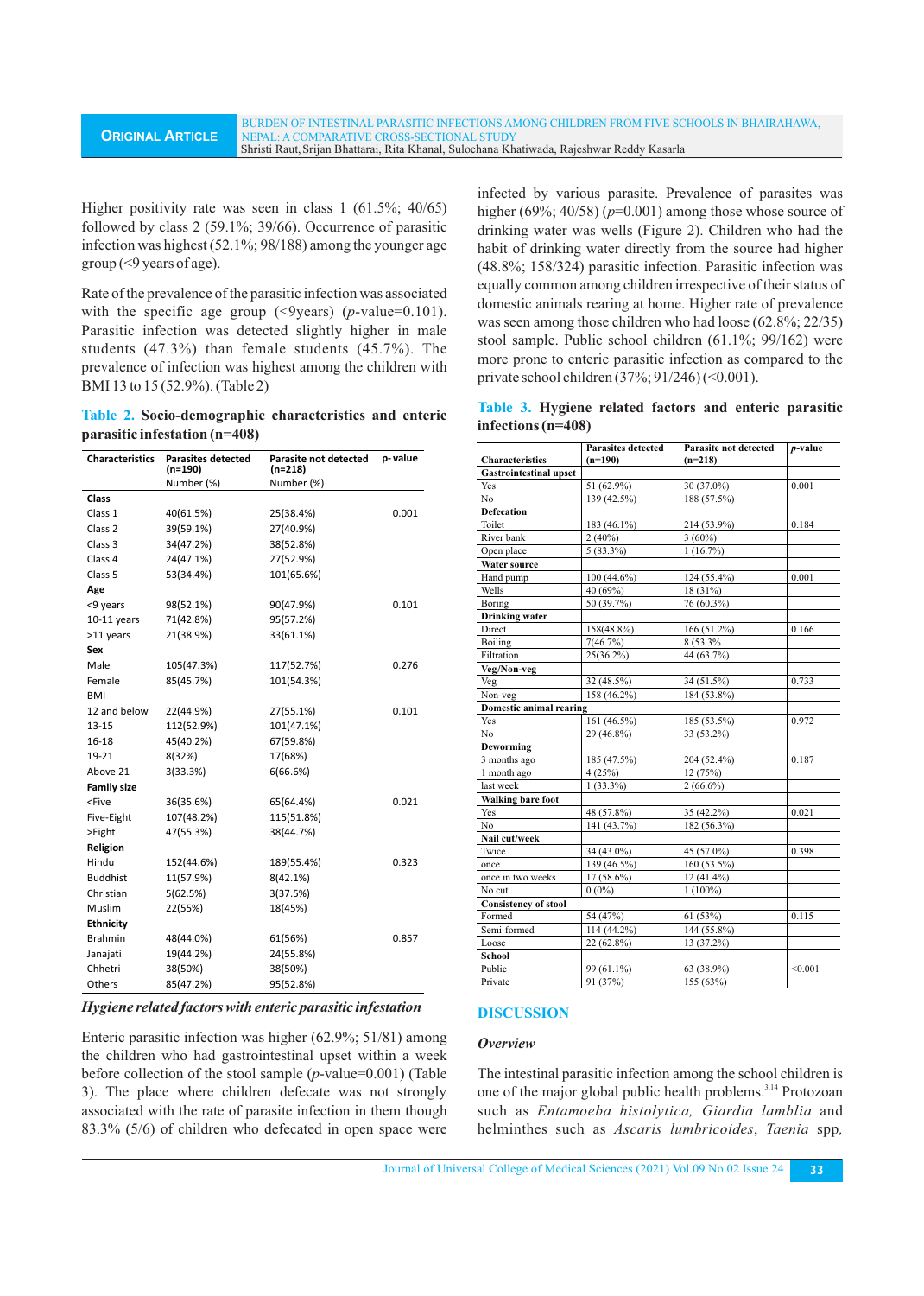Higher positivity rate was seen in class 1 (61.5%; 40/65) followed by class 2 (59.1%; 39/66). Occurrence of parasitic infection was highest (52.1%; 98/188) among the younger age group (<9 years of age).

Rate of the prevalence of the parasitic infection was associated with the specific age group (<9years) (*p*-value=0.101). Parasitic infection was detected slightly higher in male students (47.3%) than female students (45.7%). The prevalence of infection was highest among the children with BMI 13 to 15 (52.9%). (Table 2)

**Table 2. Socio-demographic characteristics and enteric parasitic infestation (n=408)**

| Characteristics | Parasites detected (n=190) Number (%) | Parasite not detected (n=218) Number (%) | p- value |
|---|---|---|---|
| **Class** | | | |
| Class 1 | 40(61.5%) | 25(38.4%) | 0.001 |
| Class 2 | 39(59.1%) | 27(40.9%) | |
| Class 3 | 34(47.2%) | 38(52.8%) | |
| Class 4 | 24(47.1%) | 27(52.9%) | |
| Class 5 | 53(34.4%) | 101(65.6%) | |
| **Age** | | | |
| <9 years | 98(52.1%) | 90(47.9%) | 0.101 |
| 10-11 years | 71(42.8%) | 95(57.2%) | |
| >11 years | 21(38.9%) | 33(61.1%) | |
| **Sex** | | | |
| Male | 105(47.3%) | 117(52.7%) | 0.276 |
| Female | 85(45.7%) | 101(54.3%) | |
| BMI | | | |
| 12 and below | 22(44.9%) | 27(55.1%) | 0.101 |
| 13-15 | 112(52.9%) | 101(47.1%) | |
| 16-18 | 45(40.2%) | 67(59.8%) | |
| 19-21 | 8(32%) | 17(68%) | |
| Above 21 | 3(33.3%) | 6(66.6%) | |
| **Family size** | | | |
| <Five | 36(35.6%) | 65(64.4%) | 0.021 |
| Five-Eight | 107(48.2%) | 115(51.8%) | |
| >Eight | 47(55.3%) | 38(44.7%) | |
| **Religion** | | | |
| Hindu | 152(44.6%) | 189(55.4%) | 0.323 |
| Buddhist | 11(57.9%) | 8(42.1%) | |
| Christian | 5(62.5%) | 3(37.5%) | |
| Muslim | 22(55%) | 18(45%) | |
| **Ethnicity** | | | |
| Brahmin | 48(44.0%) | 61(56%) | 0.857 |
| Janajati | 19(44.2%) | 24(55.8%) | |
| Chhetri | 38(50%) | 38(50%) | |
| Others | 85(47.2%) | 95(52.8%) | |

### *Hygiene related factors with enteric parasitic infestation*

Enteric parasitic infection was higher (62.9%; 51/81) among the children who had gastrointestinal upset within a week before collection of the stool sample (*p*-value=0.001) (Table 3). The place where children defecate was not strongly associated with the rate of parasite infection in them though 83.3% (5/6) of children who defecated in open space were infected by various parasite. Prevalence of parasites was higher (69%; 40/58) (*p*=0.001) among those whose source of drinking water was wells (Figure 2). Children who had the habit of drinking water directly from the source had higher (48.8%; 158/324) parasitic infection. Parasitic infection was equally common among children irrespective of their status of domestic animals rearing at home. Higher rate of prevalence was seen among those children who had loose (62.8%; 22/35) stool sample. Public school children (61.1%; 99/162) were more prone to enteric parasitic infection as compared to the private school children (37%; 91/246) (<0.001).

**Table 3. Hygiene related factors and enteric parasitic infections (n=408)**

| Characteristics | Parasites detected (n=190) | Parasite not detected (n=218) | *p*-value |
|---|---|---|---|
| **Gastrointestinal upset** | | | |
| Yes | 51 (62.9%) | 30 (37.0%) | 0.001 |
| No | 139 (42.5%) | 188 (57.5%) | |
| **Defecation** | | | |
| Toilet | 183 (46.1%) | 214 (53.9%) | 0.184 |
| River bank | 2 (40%) | 3 (60%) | |
| Open place | 5 (83.3%) | 1 (16.7%) | |
| **Water source** | | | |
| Hand pump | 100 (44.6%) | 124 (55.4%) | 0.001 |
| Wells | 40 (69%) | 18 (31%) | |
| Boring | 50 (39.7%) | 76 (60.3%) | |
| **Drinking water** | | | |
| Direct | 158(48.8%) | 166 (51.2%) | 0.166 |
| Boiling | 7(46.7%) | 8 (53.3% | |
| Filtration | 25(36.2%) | 44 (63.7%) | |
| **Veg/Non-veg** | | | |
| Veg | 32 (48.5%) | 34 (51.5%) | 0.733 |
| Non-veg | 158 (46.2%) | 184 (53.8%) | |
| **Domestic animal rearing** | | | |
| Yes | 161 (46.5%) | 185 (53.5%) | 0.972 |
| No | 29 (46.8%) | 33 (53.2%) | |
| **Deworming** | | | |
| 3 months ago | 185 (47.5%) | 204 (52.4%) | 0.187 |
| 1 month ago | 4 (25%) | 12 (75%) | |
| last week | 1 (33.3%) | 2 (66.6%) | |
| **Walking bare foot** | | | |
| Yes | 48 (57.8%) | 35 (42.2%) | 0.021 |
| No | 141 (43.7%) | 182 (56.3%) | |
| **Nail cut/week** | | | |
| Twice | 34 (43.0%) | 45 (57.0%) | 0.398 |
| once | 139 (46.5%) | 160 (53.5%) | |
| once in two weeks | 17 (58.6%) | 12 (41.4%) | |
| No cut | 0 (0%) | 1 (100%) | |
| **Consistency of stool** | | | |
| Formed | 54 (47%) | 61 (53%) | 0.115 |
| Semi-formed | 114 (44.2%) | 144 (55.8%) | |
| Loose | 22 (62.8%) | 13 (37.2%) | |
| **School** | | | |
| Public | 99 (61.1%) | 63 (38.9%) | <0.001 |
| Private | 91 (37%) | 155 (63%) | |

## DISCUSSION

### *Overview*

The intestinal parasitic infection among the school children is one of the major global public health problems.[3,14] Protozoan such as *Entamoeba histolytica, Giardia lamblia* and helminthes such as *Ascaris lumbricoides*, *Taenia* spp,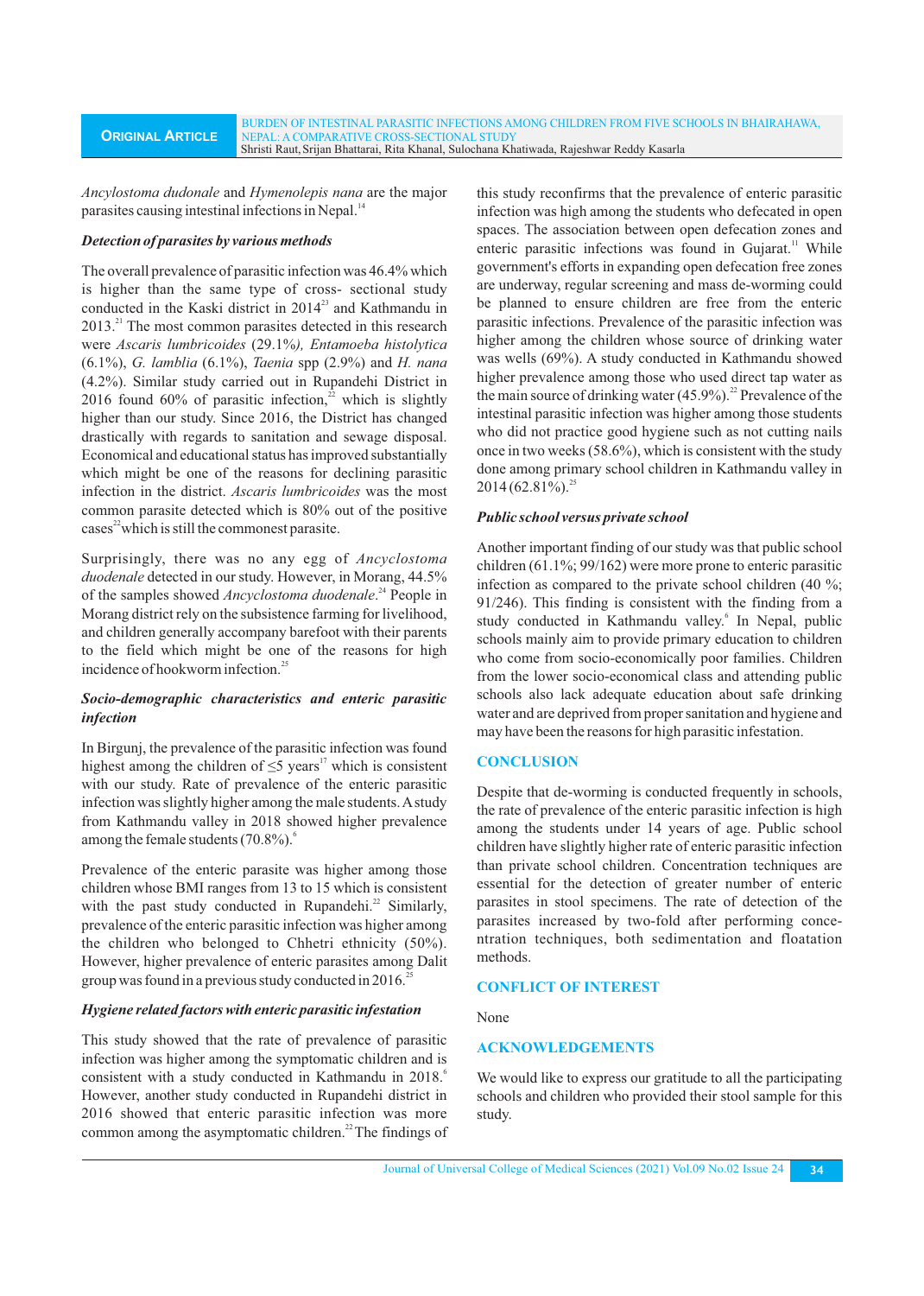*Ancylostoma dudonale* and *Hymenolepis nana* are the major parasites causing intestinal infections in Nepal.[14]

***Detection of parasites by various methods***

The overall prevalence of parasitic infection was 46.4% which is higher than the same type of cross- sectional study conducted in the Kaski district in 2014[23] and Kathmandu in 2013.[21] The most common parasites detected in this research were *Ascaris lumbricoides* (29.1%*), Entamoeba histolytica* (6.1%), *G. lamblia* (6.1%), *Taenia* spp (2.9%) and *H. nana* (4.2%). Similar study carried out in Rupandehi District in 2016 found 60% of parasitic infection,[22] which is slightly higher than our study. Since 2016, the District has changed drastically with regards to sanitation and sewage disposal. Economical and educational status has improved substantially which might be one of the reasons for declining parasitic infection in the district. *Ascaris lumbricoides* was the most common parasite detected which is 80% out of the positive cases[22] which is still the commonest parasite.

Surprisingly, there was no any egg of *Ancyclostoma duodenale* detected in our study. However, in Morang, 44.5% of the samples showed *Ancyclostoma duodenale*.[24] People in Morang district rely on the subsistence farming for livelihood, and children generally accompany barefoot with their parents to the field which might be one of the reasons for high incidence of hookworm infection.[25]

***Socio-demographic characteristics and enteric parasitic infection***

In Birgunj, the prevalence of the parasitic infection was found highest among the children of ≤5 years[17] which is consistent with our study. Rate of prevalence of the enteric parasitic infection was slightly higher among the male students. A study from Kathmandu valley in 2018 showed higher prevalence among the female students (70.8%).[6]

Prevalence of the enteric parasite was higher among those children whose BMI ranges from 13 to 15 which is consistent with the past study conducted in Rupandehi.[22] Similarly, prevalence of the enteric parasitic infection was higher among the children who belonged to Chhetri ethnicity (50%). However, higher prevalence of enteric parasites among Dalit group was found in a previous study conducted in 2016.[25]

***Hygiene related factors with enteric parasitic infestation***

This study showed that the rate of prevalence of parasitic infection was higher among the symptomatic children and is consistent with a study conducted in Kathmandu in 2018.[6] However, another study conducted in Rupandehi district in 2016 showed that enteric parasitic infection was more common among the asymptomatic children.[22] The findings of this study reconfirms that the prevalence of enteric parasitic infection was high among the students who defecated in open spaces. The association between open defecation zones and enteric parasitic infections was found in Gujarat.[11] While government's efforts in expanding open defecation free zones are underway, regular screening and mass de-worming could be planned to ensure children are free from the enteric parasitic infections. Prevalence of the parasitic infection was higher among the children whose source of drinking water was wells (69%). A study conducted in Kathmandu showed higher prevalence among those who used direct tap water as the main source of drinking water (45.9%).[22] Prevalence of the intestinal parasitic infection was higher among those students who did not practice good hygiene such as not cutting nails once in two weeks (58.6%), which is consistent with the study done among primary school children in Kathmandu valley in 2014 (62.81%).[25]

***Public school versus private school***

Another important finding of our study was that public school children (61.1%; 99/162) were more prone to enteric parasitic infection as compared to the private school children (40 %; 91/246). This finding is consistent with the finding from a study conducted in Kathmandu valley.[6] In Nepal, public schools mainly aim to provide primary education to children who come from socio-economically poor families. Children from the lower socio-economical class and attending public schools also lack adequate education about safe drinking water and are deprived from proper sanitation and hygiene and may have been the reasons for high parasitic infestation.

## CONCLUSION

Despite that de-worming is conducted frequently in schools, the rate of prevalence of the enteric parasitic infection is high among the students under 14 years of age. Public school children have slightly higher rate of enteric parasitic infection than private school children. Concentration techniques are essential for the detection of greater number of enteric parasites in stool specimens. The rate of detection of the parasites increased by two-fold after performing concentration techniques, both sedimentation and floatation methods.

## CONFLICT OF INTEREST

None

## ACKNOWLEDGEMENTS

We would like to express our gratitude to all the participating schools and children who provided their stool sample for this study.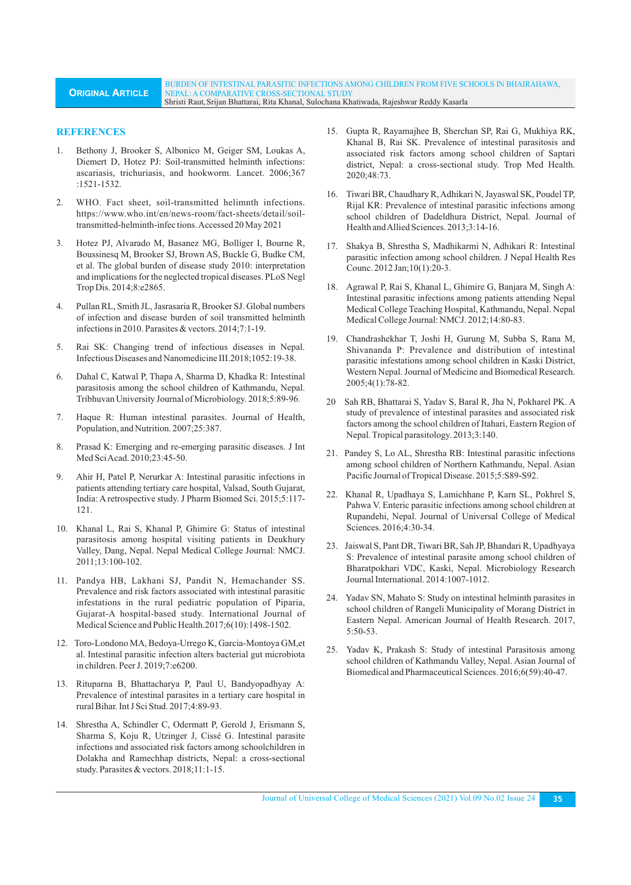## REFERENCES

1. Bethony J, Brooker S, Albonico M, Geiger SM, Loukas A, Diemert D, Hotez PJ: Soil-transmitted helminth infections: ascariasis, trichuriasis, and hookworm. Lancet. 2006;367 :1521-1532.

2. WHO. Fact sheet, soil-transmitted helimnth infections. https://www.who.int/en/news-room/fact-sheets/detail/soil-transmitted-helminth-infec tions. Accessed 20 May 2021

3. Hotez PJ, Alvarado M, Basanez MG, Bolliger I, Bourne R, Boussinesq M, Brooker SJ, Brown AS, Buckle G, Budke CM, et al. The global burden of disease study 2010: interpretation and implications for the neglected tropical diseases. PLoS Negl Trop Dis. 2014;8:e2865.

4. Pullan RL, Smith JL, Jasrasaria R, Brooker SJ. Global numbers of infection and disease burden of soil transmitted helminth infections in 2010. Parasites & vectors. 2014;7:1-19.

5. Rai SK: Changing trend of infectious diseases in Nepal. Infectious Diseases and Nanomedicine III.2018;1052:19-38.

6. Dahal C, Katwal P, Thapa A, Sharma D, Khadka R: Intestinal parasitosis among the school children of Kathmandu, Nepal. Tribhuvan University Journal of Microbiology. 2018;5:89-96.

7. Haque R: Human intestinal parasites. Journal of Health, Population, and Nutrition. 2007;25:387.

8. Prasad K: Emerging and re-emerging parasitic diseases. J Int Med Sci Acad. 2010;23:45-50.

9. Ahir H, Patel P, Nerurkar A: Intestinal parasitic infections in patients attending tertiary care hospital, Valsad, South Gujarat, India: A retrospective study. J Pharm Biomed Sci. 2015;5:117-121.

10. Khanal L, Rai S, Khanal P, Ghimire G: Status of intestinal parasitosis among hospital visiting patients in Deukhury Valley, Dang, Nepal. Nepal Medical College Journal: NMCJ. 2011;13:100-102.

11. Pandya HB, Lakhani SJ, Pandit N, Hemachander SS. Prevalence and risk factors associated with intestinal parasitic infestations in the rural pediatric population of Piparia, Gujarat-A hospital-based study. International Journal of Medical Science and Public Health.2017;6(10):1498-1502.

12. Toro-Londono MA, Bedoya-Urrego K, Garcia-Montoya GM,et al. Intestinal parasitic infection alters bacterial gut microbiota in children. Peer J. 2019;7:e6200.

13. Rituparna B, Bhattacharya P, Paul U, Bandyopadhyay A: Prevalence of intestinal parasites in a tertiary care hospital in rural Bihar. Int J Sci Stud. 2017;4:89-93.

14. Shrestha A, Schindler C, Odermatt P, Gerold J, Erismann S, Sharma S, Koju R, Utzinger J, Cissé G. Intestinal parasite infections and associated risk factors among schoolchildren in Dolakha and Ramechhap districts, Nepal: a cross-sectional study. Parasites & vectors. 2018;11:1-15.

15. Gupta R, Rayamajhee B, Sherchan SP, Rai G, Mukhiya RK, Khanal B, Rai SK. Prevalence of intestinal parasitosis and associated risk factors among school children of Saptari district, Nepal: a cross-sectional study. Trop Med Health. 2020;48:73.

16. Tiwari BR, Chaudhary R, Adhikari N, Jayaswal SK, Poudel TP, Rijal KR: Prevalence of intestinal parasitic infections among school children of Dadeldhura District, Nepal. Journal of Health and Allied Sciences. 2013;3:14-16.

17. Shakya B, Shrestha S, Madhikarmi N, Adhikari R: Intestinal parasitic infection among school children. J Nepal Health Res Counc. 2012 Jan;10(1):20-3.

18. Agrawal P, Rai S, Khanal L, Ghimire G, Banjara M, Singh A: Intestinal parasitic infections among patients attending Nepal Medical College Teaching Hospital, Kathmandu, Nepal. Nepal Medical College Journal: NMCJ. 2012;14:80-83.

19. Chandrashekhar T, Joshi H, Gurung M, Subba S, Rana M, Shivananda P: Prevalence and distribution of intestinal parasitic infestations among school children in Kaski District, Western Nepal. Journal of Medicine and Biomedical Research. 2005;4(1):78-82.

20 Sah RB, Bhattarai S, Yadav S, Baral R, Jha N, Pokharel PK. A study of prevalence of intestinal parasites and associated risk factors among the school children of Itahari, Eastern Region of Nepal. Tropical parasitology. 2013;3:140.

21. Pandey S, Lo AL, Shrestha RB: Intestinal parasitic infections among school children of Northern Kathmandu, Nepal. Asian Pacific Journal of Tropical Disease. 2015;5:S89-S92.

22. Khanal R, Upadhaya S, Lamichhane P, Karn SL, Pokhrel S, Pahwa V. Enteric parasitic infections among school children at Rupandehi, Nepal. Journal of Universal College of Medical Sciences. 2016;4:30-34.

23. Jaiswal S, Pant DR, Tiwari BR, Sah JP, Bhandari R, Upadhyaya S: Prevalence of intestinal parasite among school children of Bharatpokhari VDC, Kaski, Nepal. Microbiology Research Journal International. 2014:1007-1012.

24. Yadav SN, Mahato S: Study on intestinal helminth parasites in school children of Rangeli Municipality of Morang District in Eastern Nepal. American Journal of Health Research. 2017, 5:50-53.

25. Yadav K, Prakash S: Study of intestinal Parasitosis among school children of Kathmandu Valley, Nepal. Asian Journal of Biomedical and Pharmaceutical Sciences. 2016;6(59):40-47.